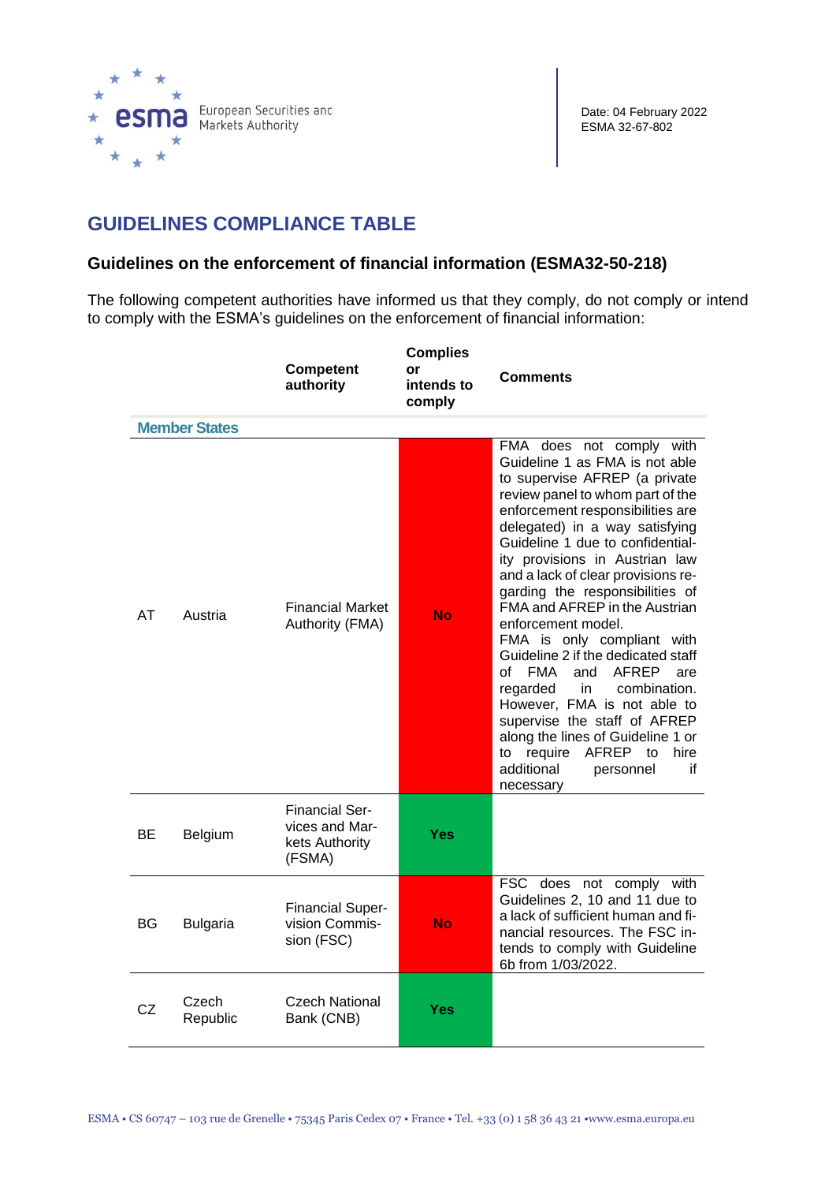Date: 04 February 2022
ESMA 32-67-802

# GUIDELINES COMPLIANCE TABLE

## Guidelines on the enforcement of financial information (ESMA32-50-218)

The following competent authorities have informed us that they comply, do not comply or intend to comply with the ESMA's guidelines on the enforcement of financial information:

| | | Competent authority | Complies or intends to comply | Comments |
|---|---|---|---|---|
| **Member States** | | | | |
| AT | Austria | Financial Market Authority (FMA) | **No** | FMA does not comply with Guideline 1 as FMA is not able to supervise AFREP (a private review panel to whom part of the enforcement responsibilities are delegated) in a way satisfying Guideline 1 due to confidentiality provisions in Austrian law and a lack of clear provisions regarding the responsibilities of FMA and AFREP in the Austrian enforcement model. FMA is only compliant with Guideline 2 if the dedicated staff of FMA and AFREP are regarded in combination. However, FMA is not able to supervise the staff of AFREP along the lines of Guideline 1 or to require AFREP to hire additional personnel if necessary |
| BE | Belgium | Financial Services and Markets Authority (FSMA) | **Yes** | |
| BG | Bulgaria | Financial Supervision Commission (FSC) | **No** | FSC does not comply with Guidelines 2, 10 and 11 due to a lack of sufficient human and financial resources. The FSC intends to comply with Guideline 6b from 1/03/2022. |
| CZ | Czech Republic | Czech National Bank (CNB) | **Yes** | |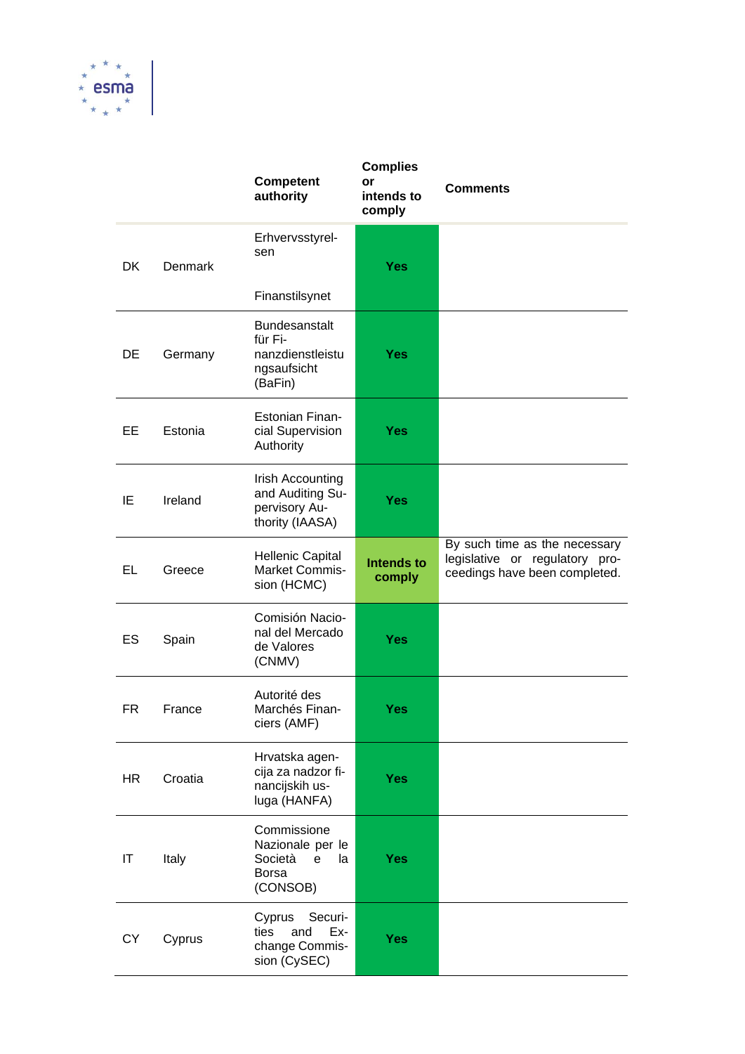| | | Competent authority | Complies or intends to comply | Comments |
|---|---|---|---|---|
| DK | Denmark | Erhvervsstyrelsen<br><br>Finanstilsynet | Yes | |
| DE | Germany | Bundesanstalt für Finanzdienstleistungsaufsicht (BaFin) | Yes | |
| EE | Estonia | Estonian Financial Supervision Authority | Yes | |
| IE | Ireland | Irish Accounting and Auditing Supervisory Authority (IAASA) | Yes | |
| EL | Greece | Hellenic Capital Market Commission (HCMC) | Intends to comply | By such time as the necessary legislative or regulatory proceedings have been completed. |
| ES | Spain | Comisión Nacional del Mercado de Valores (CNMV) | Yes | |
| FR | France | Autorité des Marchés Financiers (AMF) | Yes | |
| HR | Croatia | Hrvatska agencija za nadzor financijskih usluga (HANFA) | Yes | |
| IT | Italy | Commissione Nazionale per le Società e la Borsa (CONSOB) | Yes | |
| CY | Cyprus | Cyprus Securities and Exchange Commission (CySEC) | Yes | |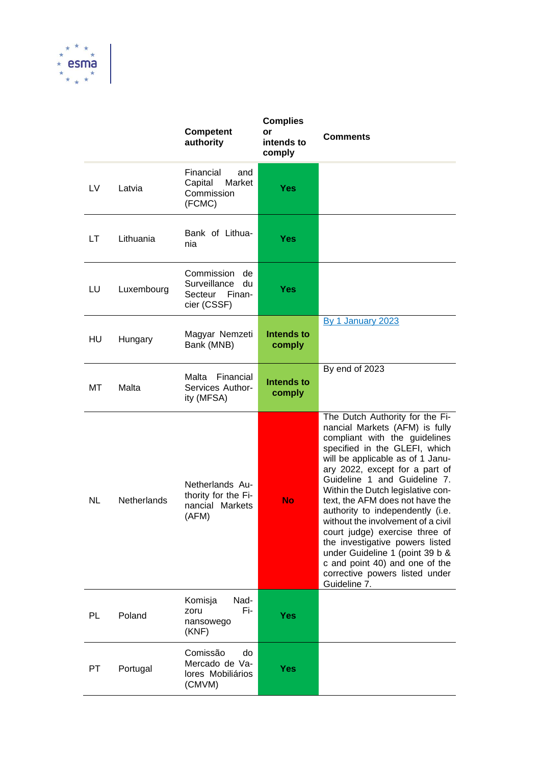| | | Competent authority | Complies or intends to comply | Comments |
|---|---|---|---|---|
| LV | Latvia | Financial and Capital Market Commission (FCMC) | **Yes** | |
| LT | Lithuania | Bank of Lithuania | **Yes** | |
| LU | Luxembourg | Commission de Surveillance du Secteur Financier (CSSF) | **Yes** | |
| HU | Hungary | Magyar Nemzeti Bank (MNB) | **Intends to comply** | By 1 January 2023 |
| MT | Malta | Malta Financial Services Authority (MFSA) | **Intends to comply** | By end of 2023 |
| NL | Netherlands | Netherlands Authority for the Financial Markets (AFM) | **No** | The Dutch Authority for the Financial Markets (AFM) is fully compliant with the guidelines specified in the GLEFI, which will be applicable as of 1 January 2022, except for a part of Guideline 1 and Guideline 7. Within the Dutch legislative context, the AFM does not have the authority to independently (i.e. without the involvement of a civil court judge) exercise three of the investigative powers listed under Guideline 1 (point 39 b & c and point 40) and one of the corrective powers listed under Guideline 7. |
| PL | Poland | Komisja Nadzoru Finansowego (KNF) | **Yes** | |
| PT | Portugal | Comissão do Mercado de Valores Mobiliários (CMVM) | **Yes** | |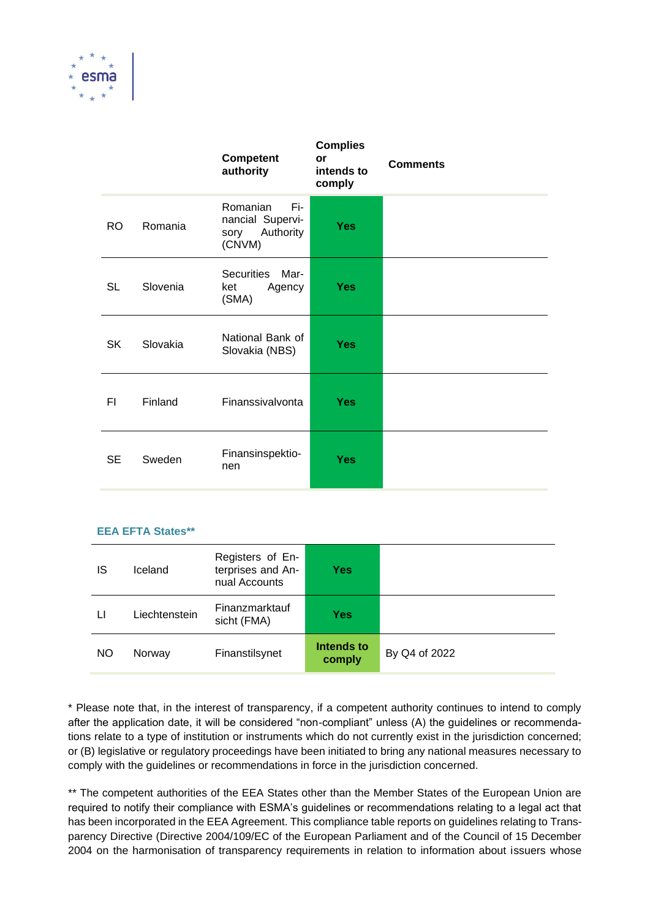| | | Competent authority | Complies or intends to comply | Comments |
|---|---|---|---|---|
| RO | Romania | Romanian Financial Supervisory Authority (CNVM) | Yes | |
| SL | Slovenia | Securities Market Agency (SMA) | Yes | |
| SK | Slovakia | National Bank of Slovakia (NBS) | Yes | |
| FI | Finland | Finanssivalvonta | Yes | |
| SE | Sweden | Finansinspektionen | Yes | |

**EEA EFTA States****

| | | | | |
|---|---|---|---|---|
| IS | Iceland | Registers of Enterprises and Annual Accounts | Yes | |
| LI | Liechtenstein | Finanzmarktaufsicht (FMA) | Yes | |
| NO | Norway | Finanstilsynet | Intends to comply | By Q4 of 2022 |

* Please note that, in the interest of transparency, if a competent authority continues to intend to comply after the application date, it will be considered "non-compliant" unless (A) the guidelines or recommendations relate to a type of institution or instruments which do not currently exist in the jurisdiction concerned; or (B) legislative or regulatory proceedings have been initiated to bring any national measures necessary to comply with the guidelines or recommendations in force in the jurisdiction concerned.

** The competent authorities of the EEA States other than the Member States of the European Union are required to notify their compliance with ESMA's guidelines or recommendations relating to a legal act that has been incorporated in the EEA Agreement. This compliance table reports on guidelines relating to Transparency Directive (Directive 2004/109/EC of the European Parliament and of the Council of 15 December 2004 on the harmonisation of transparency requirements in relation to information about issuers whose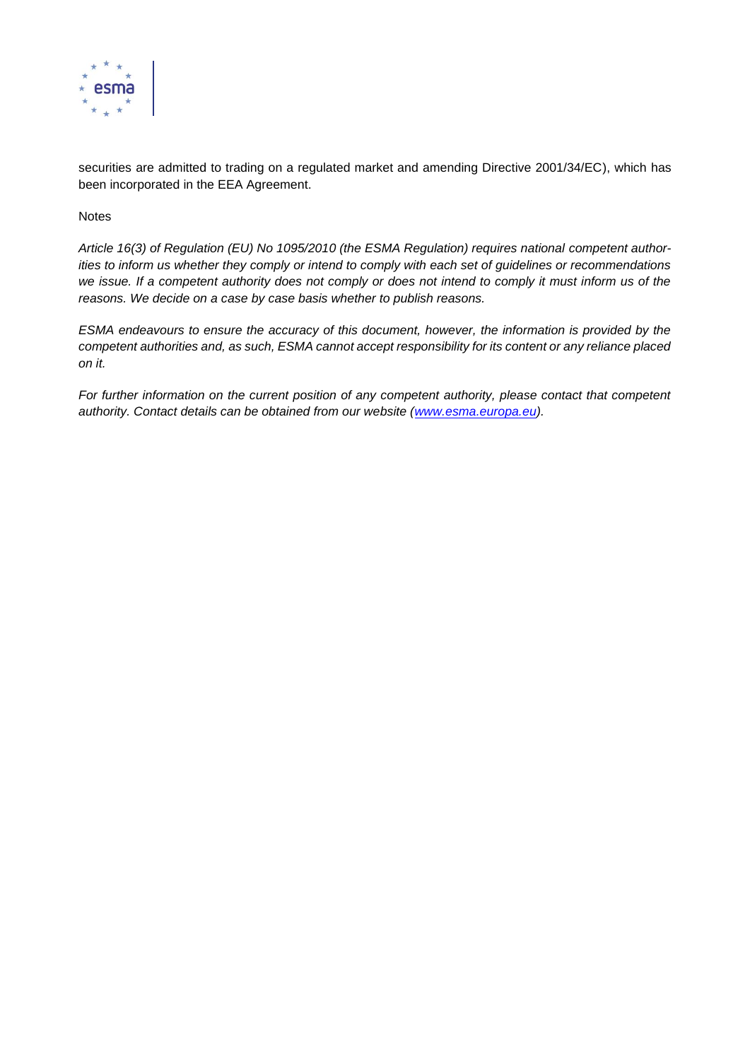securities are admitted to trading on a regulated market and amending Directive 2001/34/EC), which has been incorporated in the EEA Agreement.

Notes

*Article 16(3) of Regulation (EU) No 1095/2010 (the ESMA Regulation) requires national competent authorities to inform us whether they comply or intend to comply with each set of guidelines or recommendations we issue. If a competent authority does not comply or does not intend to comply it must inform us of the reasons. We decide on a case by case basis whether to publish reasons.*

*ESMA endeavours to ensure the accuracy of this document, however, the information is provided by the competent authorities and, as such, ESMA cannot accept responsibility for its content or any reliance placed on it.*

*For further information on the current position of any competent authority, please contact that competent authority. Contact details can be obtained from our website ([www.esma.europa.eu](http://www.esma.europa.eu)).*